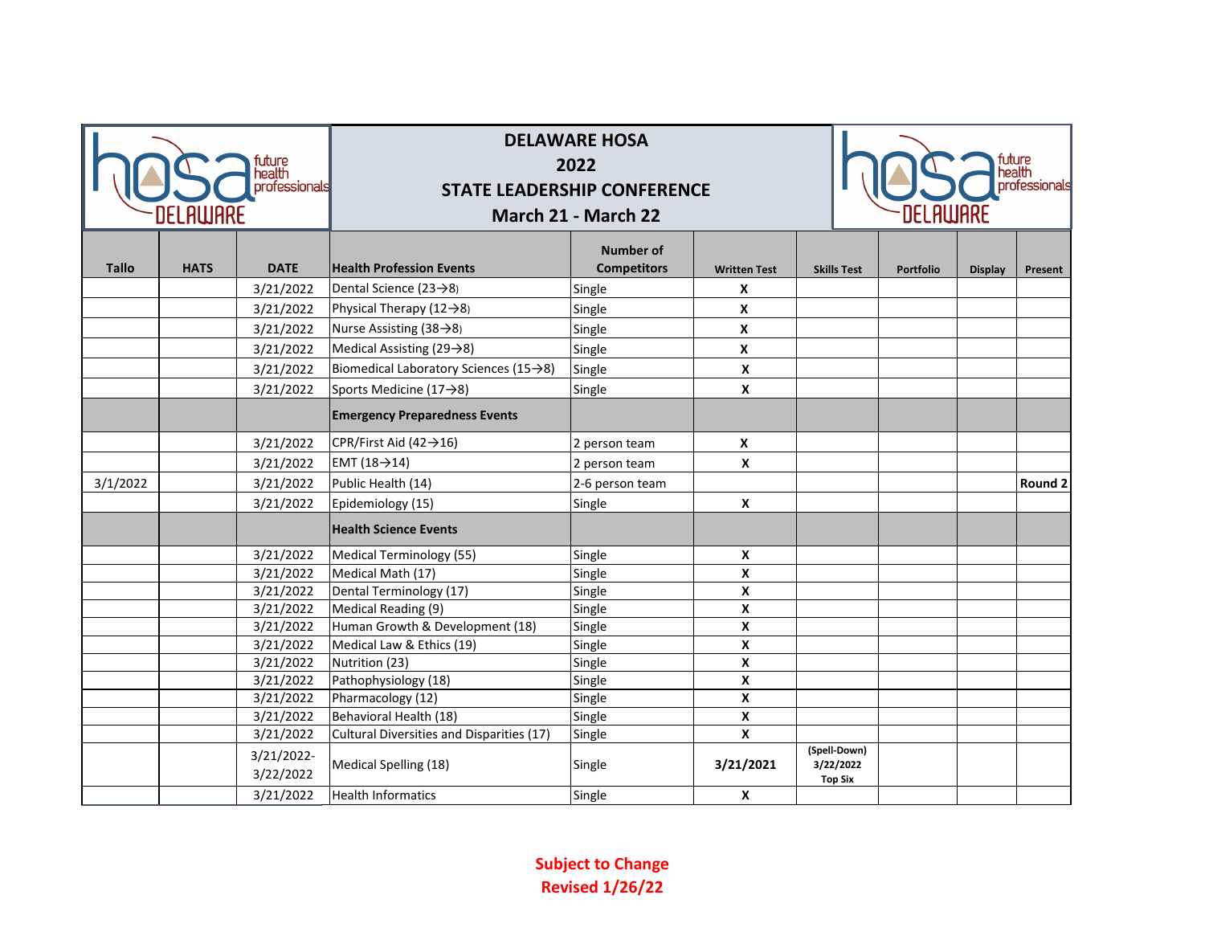# DELAWARE HOSA
# 2022
# STATE LEADERSHIP CONFERENCE
# March 21 - March 22

| Tallo | HATS | DATE | Health Profession Events | Number of Competitors | Written Test | Skills Test | Portfolio | Display | Present |
|---|---|---|---|---|---|---|---|---|---|
| | | 3/21/2022 | Dental Science (23→8) | Single | X | | | | |
| | | 3/21/2022 | Physical Therapy (12→8) | Single | X | | | | |
| | | 3/21/2022 | Nurse Assisting (38→8) | Single | X | | | | |
| | | 3/21/2022 | Medical Assisting (29→8) | Single | X | | | | |
| | | 3/21/2022 | Biomedical Laboratory Sciences (15→8) | Single | X | | | | |
| | | 3/21/2022 | Sports Medicine (17→8) | Single | X | | | | |
| | | | **Emergency Preparedness Events** | | | | | | |
| | | 3/21/2022 | CPR/First Aid (42→16) | 2 person team | X | | | | |
| | | 3/21/2022 | EMT (18→14) | 2 person team | X | | | | |
| 3/1/2022 | | 3/21/2022 | Public Health (14) | 2-6 person team | | | | | Round 2 |
| | | 3/21/2022 | Epidemiology (15) | Single | X | | | | |
| | | | **Health Science Events** | | | | | | |
| | | 3/21/2022 | Medical Terminology (55) | Single | X | | | | |
| | | 3/21/2022 | Medical Math (17) | Single | X | | | | |
| | | 3/21/2022 | Dental Terminology (17) | Single | X | | | | |
| | | 3/21/2022 | Medical Reading (9) | Single | X | | | | |
| | | 3/21/2022 | Human Growth & Development (18) | Single | X | | | | |
| | | 3/21/2022 | Medical Law & Ethics (19) | Single | X | | | | |
| | | 3/21/2022 | Nutrition (23) | Single | X | | | | |
| | | 3/21/2022 | Pathophysiology (18) | Single | X | | | | |
| | | 3/21/2022 | Pharmacology (12) | Single | X | | | | |
| | | 3/21/2022 | Behavioral Health (18) | Single | X | | | | |
| | | 3/21/2022 | Cultural Diversities and Disparities (17) | Single | X | | | | |
| | | 3/21/2022-3/22/2022 | Medical Spelling (18) | Single | 3/21/2021 | (Spell-Down) 3/22/2022 Top Six | | | |
| | | 3/21/2022 | Health Informatics | Single | X | | | | |

**Subject to Change**
**Revised 1/26/22**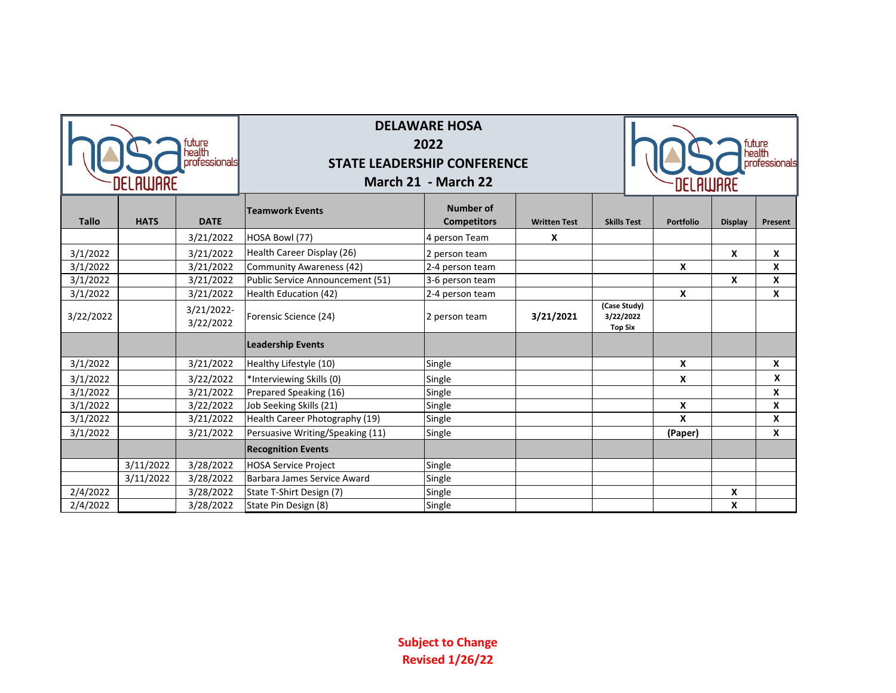**DELAWARE HOSA**
**2022**
**STATE LEADERSHIP CONFERENCE**
**March 21 - March 22**

| Tallo | HATS | DATE | Teamwork Events | Number of Competitors | Written Test | Skills Test | Portfolio | Display | Present |
|---|---|---|---|---|---|---|---|---|---|
| | | 3/21/2022 | HOSA Bowl (77) | 4 person Team | X | | | | |
| 3/1/2022 | | 3/21/2022 | Health Career Display (26) | 2 person team | | | | X | X |
| 3/1/2022 | | 3/21/2022 | Community Awareness (42) | 2-4 person team | | | X | | X |
| 3/1/2022 | | 3/21/2022 | Public Service Announcement (51) | 3-6 person team | | | | X | X |
| 3/1/2022 | | 3/21/2022 | Health Education (42) | 2-4 person team | | | X | | X |
| 3/22/2022 | | 3/21/2022-3/22/2022 | Forensic Science (24) | 2 person team | 3/21/2021 | (Case Study) 3/22/2022 Top Six | | | |
| | | | **Leadership Events** | | | | | | |
| 3/1/2022 | | 3/21/2022 | Healthy Lifestyle (10) | Single | | | X | | X |
| 3/1/2022 | | 3/22/2022 | *Interviewing Skills (0) | Single | | | X | | X |
| 3/1/2022 | | 3/21/2022 | Prepared Speaking (16) | Single | | | | | X |
| 3/1/2022 | | 3/22/2022 | Job Seeking Skills (21) | Single | | | X | | X |
| 3/1/2022 | | 3/21/2022 | Health Career Photography (19) | Single | | | X | | X |
| 3/1/2022 | | 3/21/2022 | Persuasive Writing/Speaking (11) | Single | | | (Paper) | | X |
| | | | **Recognition Events** | | | | | | |
| | 3/11/2022 | 3/28/2022 | HOSA Service Project | Single | | | | | |
| | 3/11/2022 | 3/28/2022 | Barbara James Service Award | Single | | | | | |
| 2/4/2022 | | 3/28/2022 | State T-Shirt Design (7) | Single | | | | X | |
| 2/4/2022 | | 3/28/2022 | State Pin Design (8) | Single | | | | X | |

**Subject to Change**
**Revised 1/26/22**